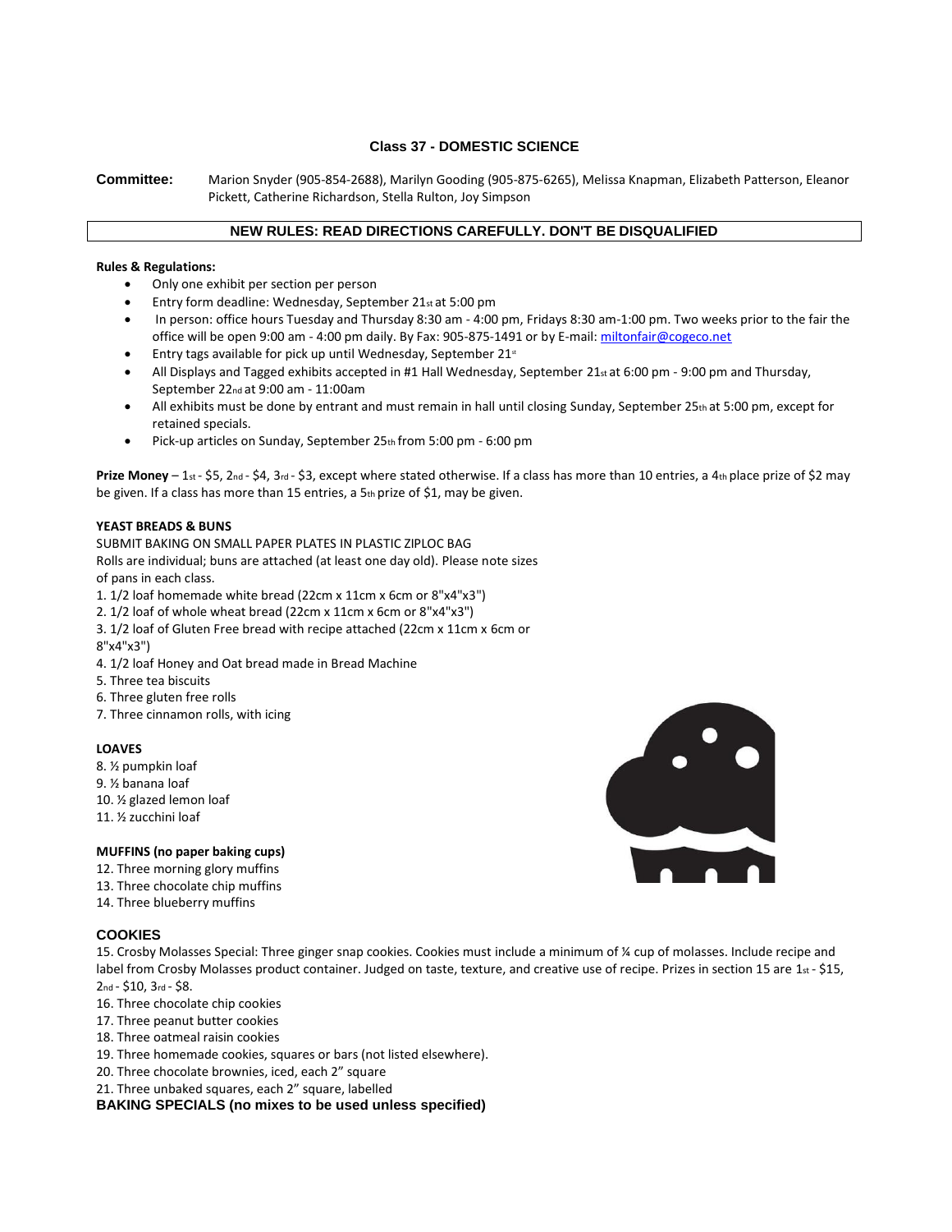## Class 37 - DOMESTIC SCIENCE

**Committee:** Marion Snyder (905-854-2688), Marilyn Gooding (905-875-6265), Melissa Knapman, Elizabeth Patterson, Eleanor Pickett, Catherine Richardson, Stella Rulton, Joy Simpson

**NEW RULES: READ DIRECTIONS CAREFULLY. DON'T BE DISQUALIFIED**

**Rules & Regulations:**

- Only one exhibit per section per person
- Entry form deadline: Wednesday, September 21st at 5:00 pm
- In person: office hours Tuesday and Thursday 8:30 am - 4:00 pm, Fridays 8:30 am-1:00 pm. Two weeks prior to the fair the office will be open 9:00 am - 4:00 pm daily. By Fax: 905-875-1491 or by E-mail: miltonfair@cogeco.net
- Entry tags available for pick up until Wednesday, September 21st
- All Displays and Tagged exhibits accepted in #1 Hall Wednesday, September 21st at 6:00 pm - 9:00 pm and Thursday, September 22nd at 9:00 am - 11:00am
- All exhibits must be done by entrant and must remain in hall until closing Sunday, September 25th at 5:00 pm, except for retained specials.
- Pick-up articles on Sunday, September 25th from 5:00 pm - 6:00 pm

**Prize Money** – 1st - $5, 2nd - $4, 3rd - $3, except where stated otherwise. If a class has more than 10 entries, a 4th place prize of $2 may be given. If a class has more than 15 entries, a 5th prize of $1, may be given.

**YEAST BREADS & BUNS**

SUBMIT BAKING ON SMALL PAPER PLATES IN PLASTIC ZIPLOC BAG
Rolls are individual; buns are attached (at least one day old). Please note sizes of pans in each class.

1. 1/2 loaf homemade white bread (22cm x 11cm x 6cm or 8"x4"x3")
2. 1/2 loaf of whole wheat bread (22cm x 11cm x 6cm or 8"x4"x3")
3. 1/2 loaf of Gluten Free bread with recipe attached (22cm x 11cm x 6cm or 8"x4"x3")
4. 1/2 loaf Honey and Oat bread made in Bread Machine
5. Three tea biscuits
6. Three gluten free rolls
7. Three cinnamon rolls, with icing

**LOAVES**

8. ½ pumpkin loaf
9. ½ banana loaf
10. ½ glazed lemon loaf
11. ½ zucchini loaf

**MUFFINS (no paper baking cups)**

12. Three morning glory muffins
13. Three chocolate chip muffins
14. Three blueberry muffins

**COOKIES**

15. Crosby Molasses Special: Three ginger snap cookies. Cookies must include a minimum of ¼ cup of molasses. Include recipe and label from Crosby Molasses product container. Judged on taste, texture, and creative use of recipe. Prizes in section 15 are 1st - $15, 2nd - $10, 3rd - $8.
16. Three chocolate chip cookies
17. Three peanut butter cookies
18. Three oatmeal raisin cookies
19. Three homemade cookies, squares or bars (not listed elsewhere).
20. Three chocolate brownies, iced, each 2" square
21. Three unbaked squares, each 2" square, labelled

**BAKING SPECIALS (no mixes to be used unless specified)**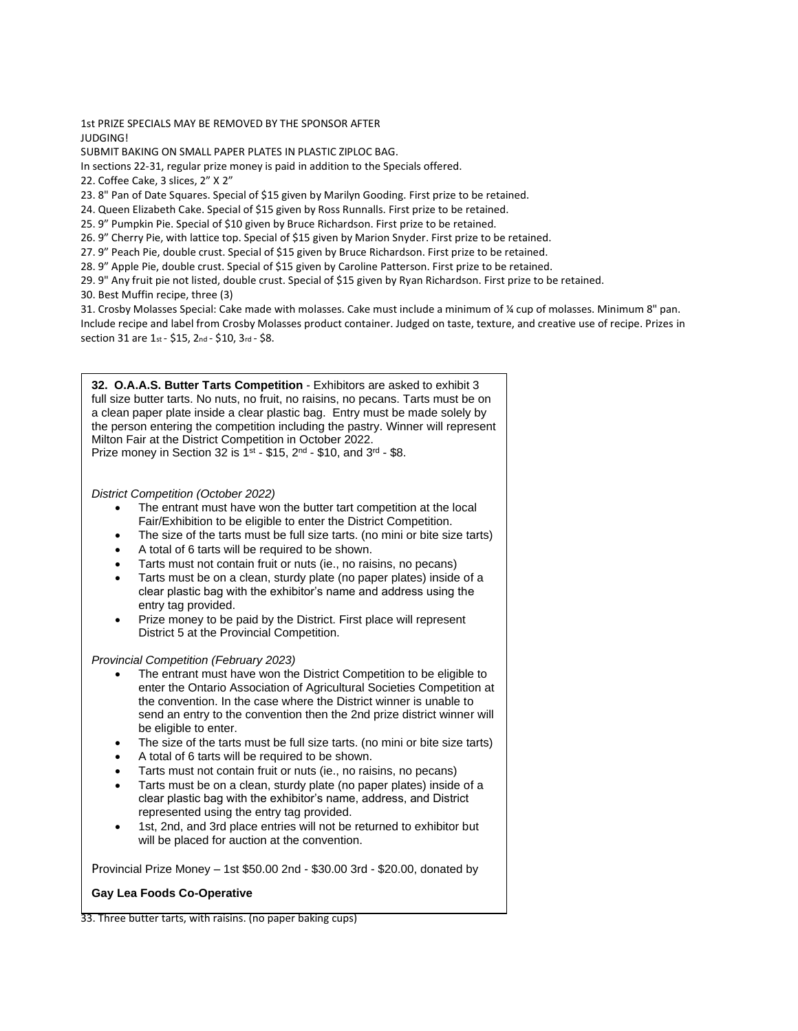1st PRIZE SPECIALS MAY BE REMOVED BY THE SPONSOR AFTER JUDGING!

SUBMIT BAKING ON SMALL PAPER PLATES IN PLASTIC ZIPLOC BAG.

In sections 22-31, regular prize money is paid in addition to the Specials offered.

22. Coffee Cake, 3 slices, 2" X 2"
23. 8" Pan of Date Squares. Special of $15 given by Marilyn Gooding. First prize to be retained.
24. Queen Elizabeth Cake. Special of $15 given by Ross Runnalls. First prize to be retained.
25. 9" Pumpkin Pie. Special of $10 given by Bruce Richardson. First prize to be retained.
26. 9" Cherry Pie, with lattice top. Special of $15 given by Marion Snyder. First prize to be retained.
27. 9" Peach Pie, double crust. Special of $15 given by Bruce Richardson. First prize to be retained.
28. 9" Apple Pie, double crust. Special of $15 given by Caroline Patterson. First prize to be retained.
29. 9" Any fruit pie not listed, double crust. Special of $15 given by Ryan Richardson. First prize to be retained.
30. Best Muffin recipe, three (3)
31. Crosby Molasses Special: Cake made with molasses. Cake must include a minimum of ¼ cup of molasses. Minimum 8" pan. Include recipe and label from Crosby Molasses product container. Judged on taste, texture, and creative use of recipe. Prizes in section 31 are 1st - $15, 2nd - $10, 3rd - $8.

**32. O.A.A.S. Butter Tarts Competition** - Exhibitors are asked to exhibit 3 full size butter tarts. No nuts, no fruit, no raisins, no pecans. Tarts must be on a clean paper plate inside a clear plastic bag. Entry must be made solely by the person entering the competition including the pastry. Winner will represent Milton Fair at the District Competition in October 2022.

Prize money in Section 32 is 1st - $15, 2nd - $10, and 3rd - $8.

*District Competition (October 2022)*

- The entrant must have won the butter tart competition at the local Fair/Exhibition to be eligible to enter the District Competition.
- The size of the tarts must be full size tarts. (no mini or bite size tarts)
- A total of 6 tarts will be required to be shown.
- Tarts must not contain fruit or nuts (ie., no raisins, no pecans)
- Tarts must be on a clean, sturdy plate (no paper plates) inside of a clear plastic bag with the exhibitor's name and address using the entry tag provided.
- Prize money to be paid by the District. First place will represent District 5 at the Provincial Competition.

*Provincial Competition (February 2023)*

- The entrant must have won the District Competition to be eligible to enter the Ontario Association of Agricultural Societies Competition at the convention. In the case where the District winner is unable to send an entry to the convention then the 2nd prize district winner will be eligible to enter.
- The size of the tarts must be full size tarts. (no mini or bite size tarts)
- A total of 6 tarts will be required to be shown.
- Tarts must not contain fruit or nuts (ie., no raisins, no pecans)
- Tarts must be on a clean, sturdy plate (no paper plates) inside of a clear plastic bag with the exhibitor's name, address, and District represented using the entry tag provided.
- 1st, 2nd, and 3rd place entries will not be returned to exhibitor but will be placed for auction at the convention.

Provincial Prize Money – 1st $50.00 2nd - $30.00 3rd - $20.00, donated by

**Gay Lea Foods Co-Operative**

33. Three butter tarts, with raisins. (no paper baking cups)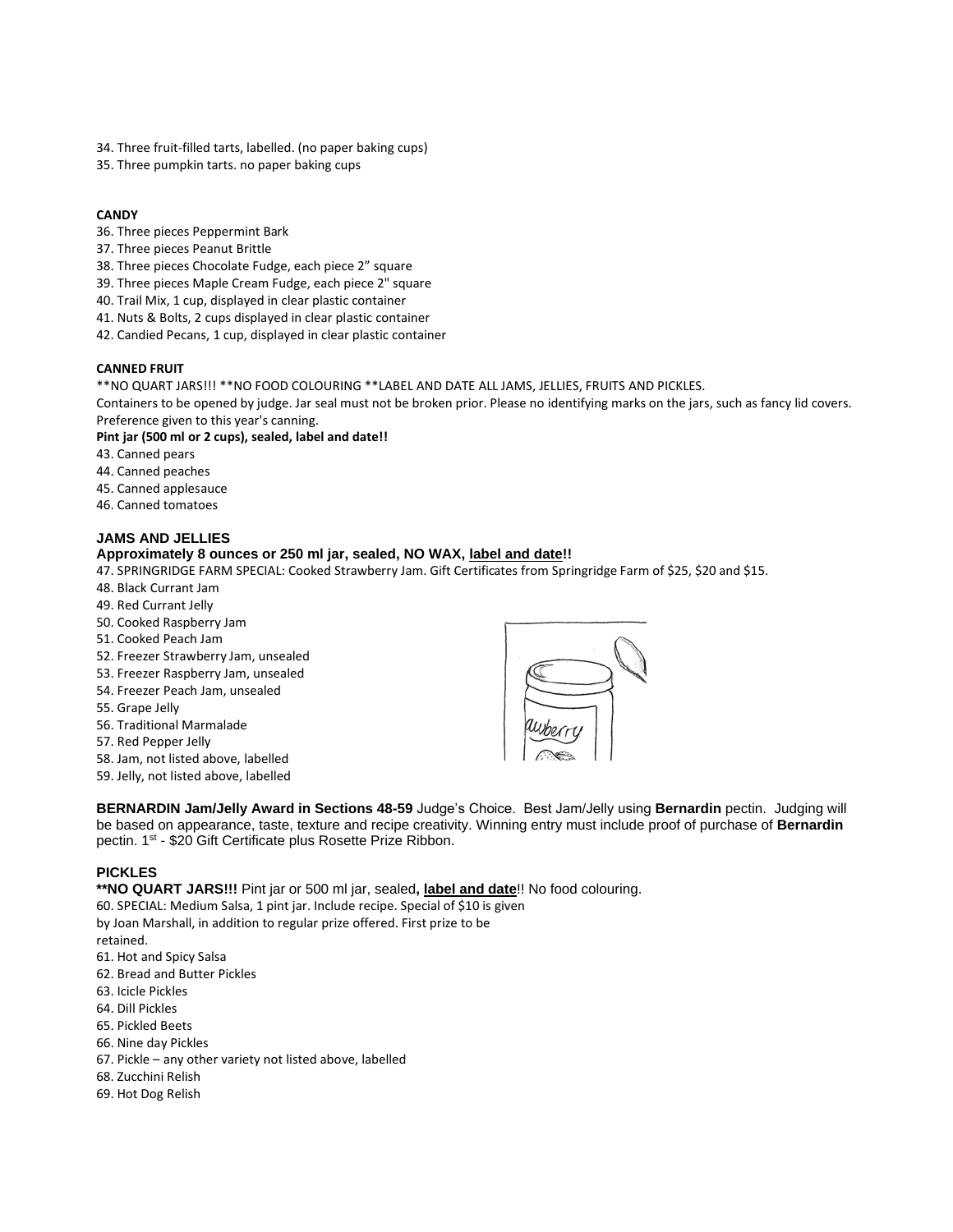34. Three fruit-filled tarts, labelled. (no paper baking cups)
35. Three pumpkin tarts. no paper baking cups

**CANDY**

36. Three pieces Peppermint Bark
37. Three pieces Peanut Brittle
38. Three pieces Chocolate Fudge, each piece 2" square
39. Three pieces Maple Cream Fudge, each piece 2" square
40. Trail Mix, 1 cup, displayed in clear plastic container
41. Nuts & Bolts, 2 cups displayed in clear plastic container
42. Candied Pecans, 1 cup, displayed in clear plastic container

**CANNED FRUIT**

**NO QUART JARS!!! **NO FOOD COLOURING **LABEL AND DATE ALL JAMS, JELLIES, FRUITS AND PICKLES.
Containers to be opened by judge. Jar seal must not be broken prior. Please no identifying marks on the jars, such as fancy lid covers. Preference given to this year's canning.

**Pint jar (500 ml or 2 cups), sealed, label and date!!**

43. Canned pears
44. Canned peaches
45. Canned applesauce
46. Canned tomatoes

**JAMS AND JELLIES**

**Approximately 8 ounces or 250 ml jar, sealed, NO WAX, <u>label and date</u>!!**

47. SPRINGRIDGE FARM SPECIAL: Cooked Strawberry Jam. Gift Certificates from Springridge Farm of $25, $20 and $15.
48. Black Currant Jam
49. Red Currant Jelly
50. Cooked Raspberry Jam
51. Cooked Peach Jam
52. Freezer Strawberry Jam, unsealed
53. Freezer Raspberry Jam, unsealed
54. Freezer Peach Jam, unsealed
55. Grape Jelly
56. Traditional Marmalade
57. Red Pepper Jelly
58. Jam, not listed above, labelled
59. Jelly, not listed above, labelled

**BERNARDIN Jam/Jelly Award in Sections 48-59** Judge's Choice. Best Jam/Jelly using **Bernardin** pectin. Judging will be based on appearance, taste, texture and recipe creativity. Winning entry must include proof of purchase of **Bernardin** pectin. 1st - $20 Gift Certificate plus Rosette Prize Ribbon.

**PICKLES**

**NO QUART JARS!!!** Pint jar or 500 ml jar, sealed**, <u>label and date</u>**!! No food colouring.

60. SPECIAL: Medium Salsa, 1 pint jar. Include recipe. Special of $10 is given by Joan Marshall, in addition to regular prize offered. First prize to be retained.
61. Hot and Spicy Salsa
62. Bread and Butter Pickles
63. Icicle Pickles
64. Dill Pickles
65. Pickled Beets
66. Nine day Pickles
67. Pickle – any other variety not listed above, labelled
68. Zucchini Relish
69. Hot Dog Relish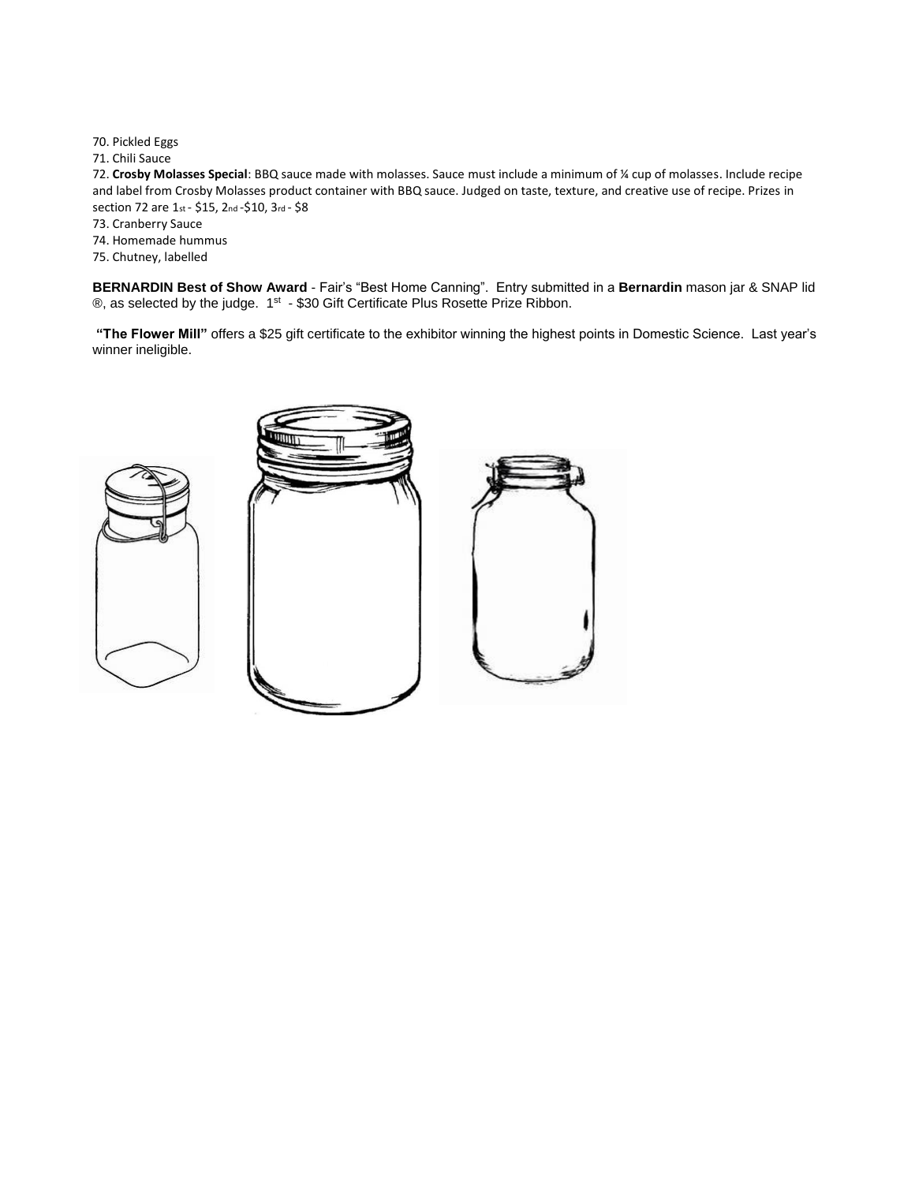70. Pickled Eggs
71. Chili Sauce
72. **Crosby Molasses Special**: BBQ sauce made with molasses. Sauce must include a minimum of ¼ cup of molasses. Include recipe and label from Crosby Molasses product container with BBQ sauce. Judged on taste, texture, and creative use of recipe. Prizes in section 72 are 1st - $15, 2nd -$10, 3rd - $8
73. Cranberry Sauce
74. Homemade hummus
75. Chutney, labelled

**BERNARDIN Best of Show Award** - Fair's "Best Home Canning". Entry submitted in a **Bernardin** mason jar & SNAP lid ®, as selected by the judge. 1st - $30 Gift Certificate Plus Rosette Prize Ribbon.

**"The Flower Mill"** offers a $25 gift certificate to the exhibitor winning the highest points in Domestic Science. Last year's winner ineligible.